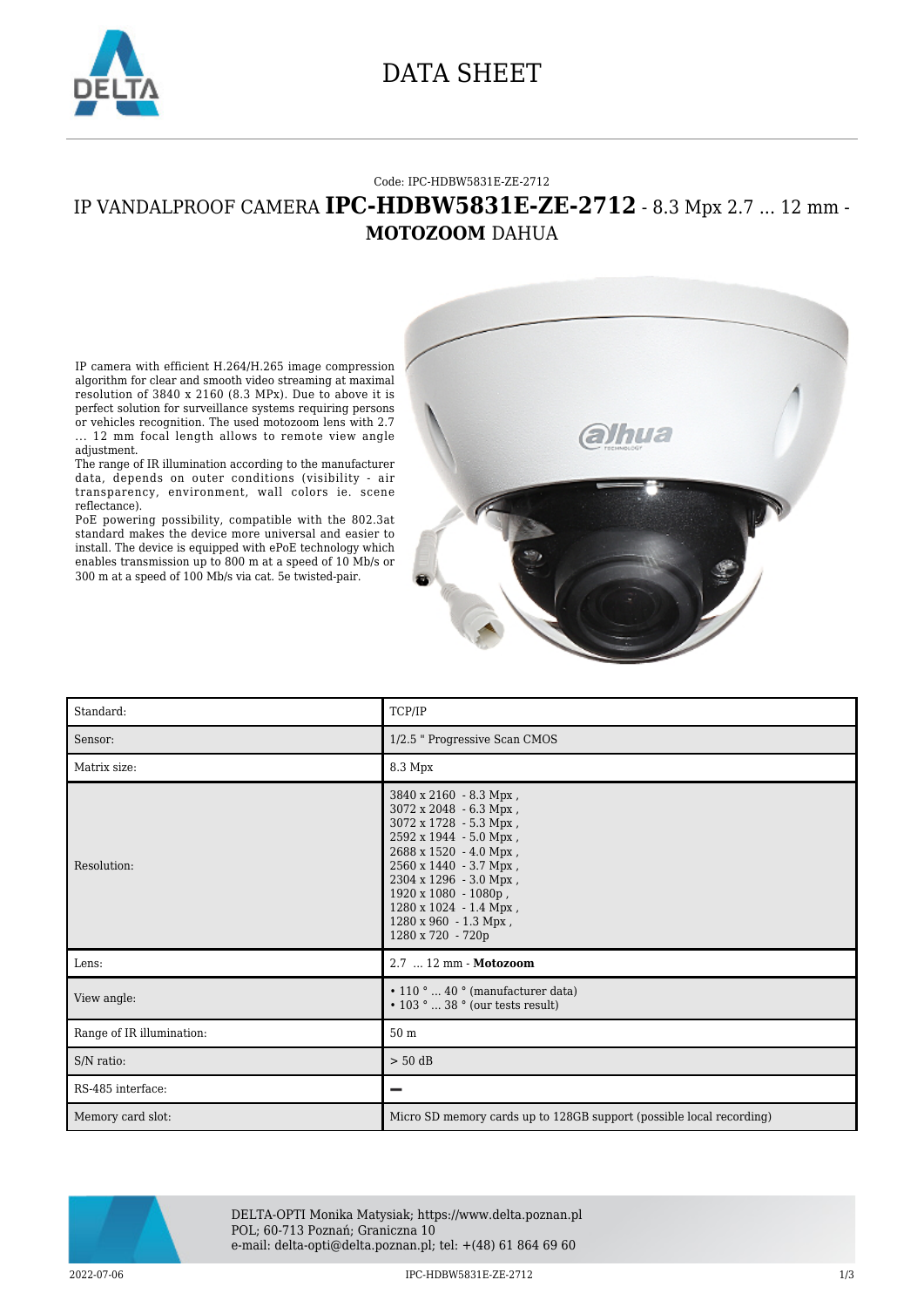# DATA SHEET

Code: IPC-HDBW5831E-ZE-2712

## IP VANDALPROOF CAMERA **IPC-HDBW5831E-ZE-2712** - 8.3 Mpx 2.7 ... 12 mm - **MOTOZOOM** DAHUA

IP camera with efficient H.264/H.265 image compression algorithm for clear and smooth video streaming at maximal resolution of 3840 x 2160 (8.3 MPx). Due to above it is perfect solution for surveillance systems requiring persons or vehicles recognition. The used motozoom lens with 2.7 ... 12 mm focal length allows to remote view angle adjustment.

The range of IR illumination according to the manufacturer data, depends on outer conditions (visibility - air transparency, environment, wall colors ie. scene reflectance).

PoE powering possibility, compatible with the 802.3at standard makes the device more universal and easier to install. The device is equipped with ePoE technology which enables transmission up to 800 m at a speed of 10 Mb/s or 300 m at a speed of 100 Mb/s via cat. 5e twisted-pair.

| | |
|---|---|
| Standard: | TCP/IP |
| Sensor: | 1/2.5 " Progressive Scan CMOS |
| Matrix size: | 8.3 Mpx |
| Resolution: | 3840 x 2160 - 8.3 Mpx , 3072 x 2048 - 6.3 Mpx , 3072 x 1728 - 5.3 Mpx , 2592 x 1944 - 5.0 Mpx , 2688 x 1520 - 4.0 Mpx , 2560 x 1440 - 3.7 Mpx , 2304 x 1296 - 3.0 Mpx , 1920 x 1080 - 1080p , 1280 x 1024 - 1.4 Mpx , 1280 x 960 - 1.3 Mpx , 1280 x 720 - 720p |
| Lens: | 2.7 ... 12 mm - **Motozoom** |
| View angle: | • 110 ° ... 40 ° (manufacturer data) • 103 ° ... 38 ° (our tests result) |
| Range of IR illumination: | 50 m |
| S/N ratio: | > 50 dB |
| RS-485 interface: | – |
| Memory card slot: | Micro SD memory cards up to 128GB support (possible local recording) |

DELTA-OPTI Monika Matysiak; https://www.delta.poznan.pl
POL; 60-713 Poznań; Graniczna 10
e-mail: delta-opti@delta.poznan.pl; tel: +(48) 61 864 69 60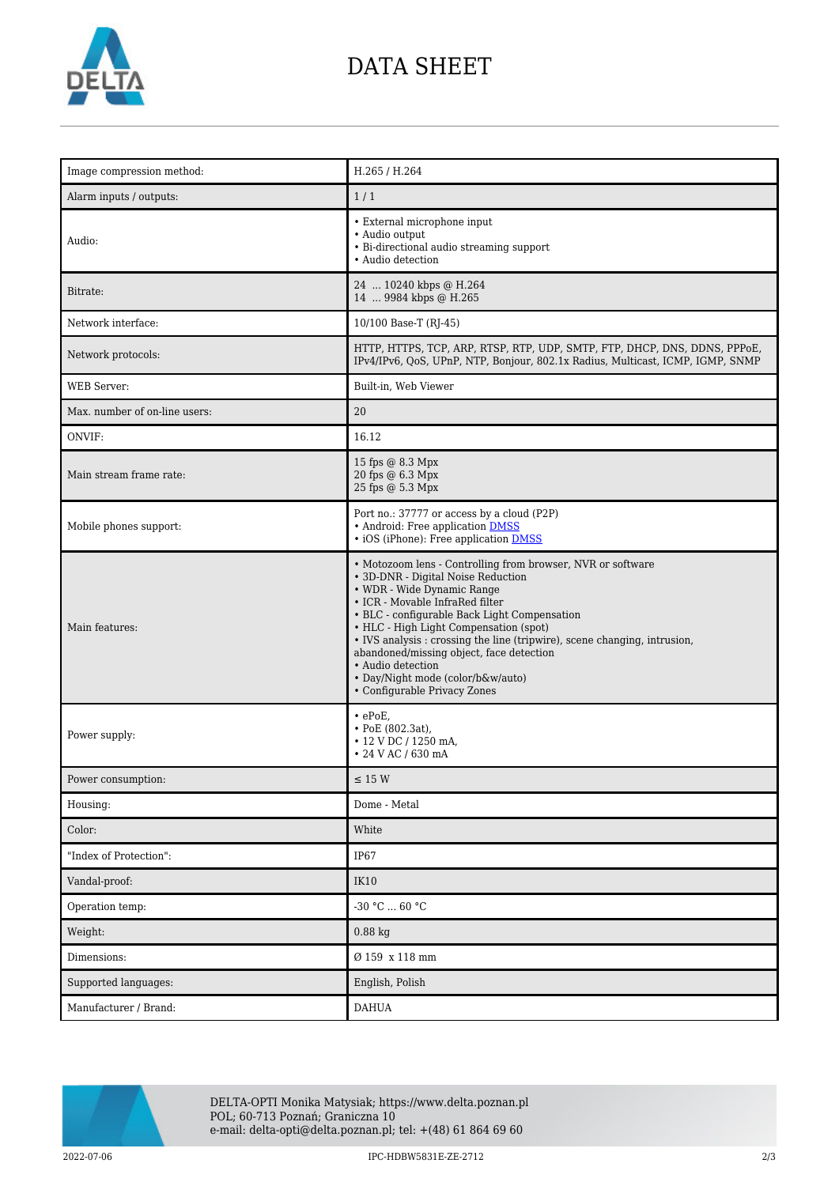# DATA SHEET

| | |
|---|---|
| Image compression method: | H.265 / H.264 |
| Alarm inputs / outputs: | 1 / 1 |
| Audio: | • External microphone input<br>• Audio output<br>• Bi-directional audio streaming support<br>• Audio detection |
| Bitrate: | 24 ... 10240 kbps @ H.264<br>14 ... 9984 kbps @ H.265 |
| Network interface: | 10/100 Base-T (RJ-45) |
| Network protocols: | HTTP, HTTPS, TCP, ARP, RTSP, RTP, UDP, SMTP, FTP, DHCP, DNS, DDNS, PPPoE, IPv4/IPv6, QoS, UPnP, NTP, Bonjour, 802.1x Radius, Multicast, ICMP, IGMP, SNMP |
| WEB Server: | Built-in, Web Viewer |
| Max. number of on-line users: | 20 |
| ONVIF: | 16.12 |
| Main stream frame rate: | 15 fps @ 8.3 Mpx<br>20 fps @ 6.3 Mpx<br>25 fps @ 5.3 Mpx |
| Mobile phones support: | Port no.: 37777 or access by a cloud (P2P)<br>• Android: Free application DMSS<br>• iOS (iPhone): Free application DMSS |
| Main features: | • Motozoom lens - Controlling from browser, NVR or software<br>• 3D-DNR - Digital Noise Reduction<br>• WDR - Wide Dynamic Range<br>• ICR - Movable InfraRed filter<br>• BLC - configurable Back Light Compensation<br>• HLC - High Light Compensation (spot)<br>• IVS analysis : crossing the line (tripwire), scene changing, intrusion, abandoned/missing object, face detection<br>• Audio detection<br>• Day/Night mode (color/b&w/auto)<br>• Configurable Privacy Zones |
| Power supply: | • ePoE,<br>• PoE (802.3at),<br>• 12 V DC / 1250 mA,<br>• 24 V AC / 630 mA |
| Power consumption: | ≤ 15 W |
| Housing: | Dome - Metal |
| Color: | White |
| "Index of Protection": | IP67 |
| Vandal-proof: | IK10 |
| Operation temp: | -30 °C ... 60 °C |
| Weight: | 0.88 kg |
| Dimensions: | Ø 159 x 118 mm |
| Supported languages: | English, Polish |
| Manufacturer / Brand: | DAHUA |

DELTA-OPTI Monika Matysiak; https://www.delta.poznan.pl
POL; 60-713 Poznań; Graniczna 10
e-mail: delta-opti@delta.poznan.pl; tel: +(48) 61 864 69 60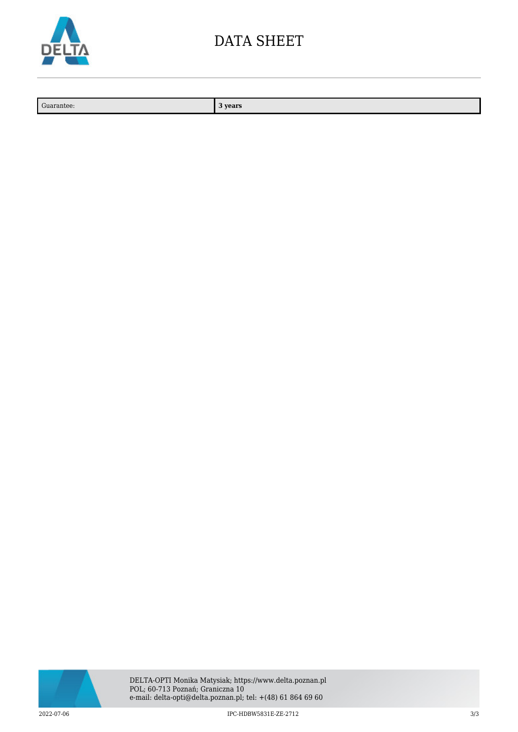| | |
|---|---|
| Guarantee: | **3 years** |